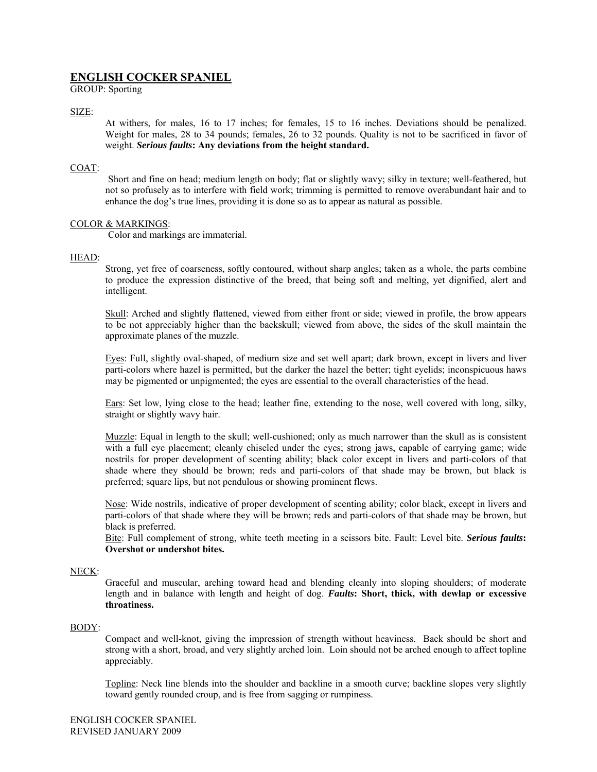# ENGLISH COCKER SPANIEL

GROUP: Sporting

## SIZE:

At withers, for males, 16 to 17 inches; for females, 15 to 16 inches. Deviations should be penalized. Weight for males, 28 to 34 pounds; females, 26 to 32 pounds. Quality is not to be sacrificed in favor of weight. ***Serious faults*: Any deviations from the height standard.**

## COAT:

Short and fine on head; medium length on body; flat or slightly wavy; silky in texture; well-feathered, but not so profusely as to interfere with field work; trimming is permitted to remove overabundant hair and to enhance the dog's true lines, providing it is done so as to appear as natural as possible.

## COLOR & MARKINGS:

Color and markings are immaterial.

## HEAD:

Strong, yet free of coarseness, softly contoured, without sharp angles; taken as a whole, the parts combine to produce the expression distinctive of the breed, that being soft and melting, yet dignified, alert and intelligent.

Skull: Arched and slightly flattened, viewed from either front or side; viewed in profile, the brow appears to be not appreciably higher than the backskull; viewed from above, the sides of the skull maintain the approximate planes of the muzzle.

Eyes: Full, slightly oval-shaped, of medium size and set well apart; dark brown, except in livers and liver parti-colors where hazel is permitted, but the darker the hazel the better; tight eyelids; inconspicuous haws may be pigmented or unpigmented; the eyes are essential to the overall characteristics of the head.

Ears: Set low, lying close to the head; leather fine, extending to the nose, well covered with long, silky, straight or slightly wavy hair.

Muzzle: Equal in length to the skull; well-cushioned; only as much narrower than the skull as is consistent with a full eye placement; cleanly chiseled under the eyes; strong jaws, capable of carrying game; wide nostrils for proper development of scenting ability; black color except in livers and parti-colors of that shade where they should be brown; reds and parti-colors of that shade may be brown, but black is preferred; square lips, but not pendulous or showing prominent flews.

Nose: Wide nostrils, indicative of proper development of scenting ability; color black, except in livers and parti-colors of that shade where they will be brown; reds and parti-colors of that shade may be brown, but black is preferred.

Bite: Full complement of strong, white teeth meeting in a scissors bite. Fault: Level bite. ***Serious faults*: Overshot or undershot bites.**

## NECK:

Graceful and muscular, arching toward head and blending cleanly into sloping shoulders; of moderate length and in balance with length and height of dog. ***Faults*: Short, thick, with dewlap or excessive throatiness.**

## BODY:

Compact and well-knot, giving the impression of strength without heaviness. Back should be short and strong with a short, broad, and very slightly arched loin. Loin should not be arched enough to affect topline appreciably.

Topline: Neck line blends into the shoulder and backline in a smooth curve; backline slopes very slightly toward gently rounded croup, and is free from sagging or rumpiness.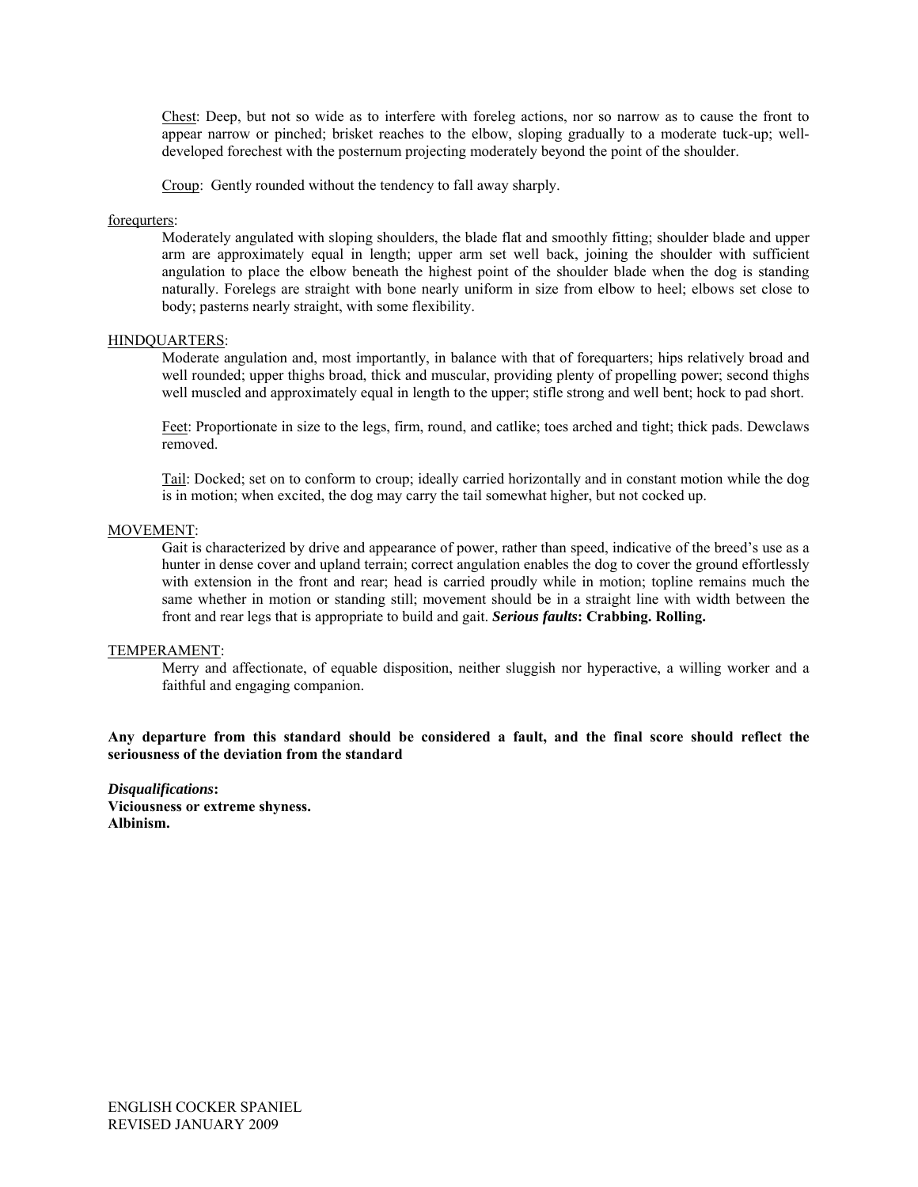Chest: Deep, but not so wide as to interfere with foreleg actions, nor so narrow as to cause the front to appear narrow or pinched; brisket reaches to the elbow, sloping gradually to a moderate tuck-up; well-developed forechest with the posternum projecting moderately beyond the point of the shoulder.

Croup: Gently rounded without the tendency to fall away sharply.

forequrters:

Moderately angulated with sloping shoulders, the blade flat and smoothly fitting; shoulder blade and upper arm are approximately equal in length; upper arm set well back, joining the shoulder with sufficient angulation to place the elbow beneath the highest point of the shoulder blade when the dog is standing naturally. Forelegs are straight with bone nearly uniform in size from elbow to heel; elbows set close to body; pasterns nearly straight, with some flexibility.

HINDQUARTERS:

Moderate angulation and, most importantly, in balance with that of forequarters; hips relatively broad and well rounded; upper thighs broad, thick and muscular, providing plenty of propelling power; second thighs well muscled and approximately equal in length to the upper; stifle strong and well bent; hock to pad short.

Feet: Proportionate in size to the legs, firm, round, and catlike; toes arched and tight; thick pads. Dewclaws removed.

Tail: Docked; set on to conform to croup; ideally carried horizontally and in constant motion while the dog is in motion; when excited, the dog may carry the tail somewhat higher, but not cocked up.

MOVEMENT:

Gait is characterized by drive and appearance of power, rather than speed, indicative of the breed's use as a hunter in dense cover and upland terrain; correct angulation enables the dog to cover the ground effortlessly with extension in the front and rear; head is carried proudly while in motion; topline remains much the same whether in motion or standing still; movement should be in a straight line with width between the front and rear legs that is appropriate to build and gait. ***Serious faults*: Crabbing. Rolling.**

TEMPERAMENT:

Merry and affectionate, of equable disposition, neither sluggish nor hyperactive, a willing worker and a faithful and engaging companion.

**Any departure from this standard should be considered a fault, and the final score should reflect the seriousness of the deviation from the standard**

***Disqualifications*:**
**Viciousness or extreme shyness.**
**Albinism.**

ENGLISH COCKER SPANIEL
REVISED JANUARY 2009